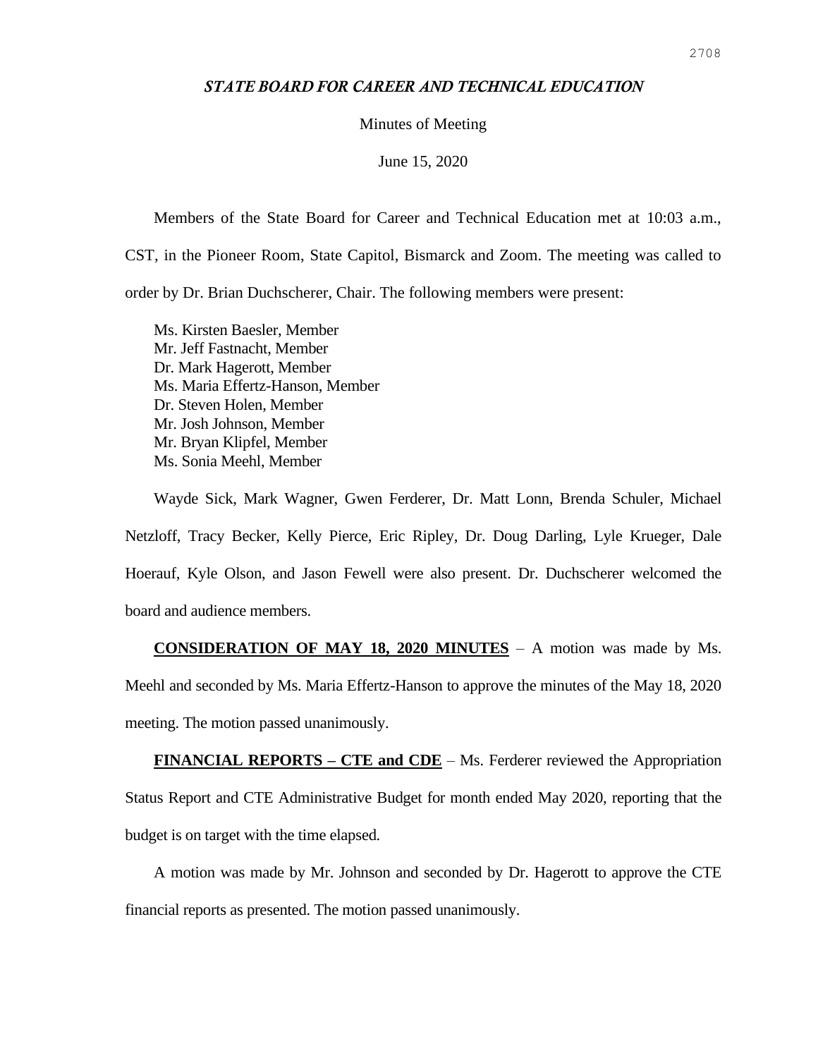***STATE BOARD FOR CAREER AND TECHNICAL EDUCATION***

Minutes of Meeting

June 15, 2020

Members of the State Board for Career and Technical Education met at 10:03 a.m., CST, in the Pioneer Room, State Capitol, Bismarck and Zoom. The meeting was called to order by Dr. Brian Duchscherer, Chair. The following members were present:

Ms. Kirsten Baesler, Member
Mr. Jeff Fastnacht, Member
Dr. Mark Hagerott, Member
Ms. Maria Effertz-Hanson, Member
Dr. Steven Holen, Member
Mr. Josh Johnson, Member
Mr. Bryan Klipfel, Member
Ms. Sonia Meehl, Member

Wayde Sick, Mark Wagner, Gwen Ferderer, Dr. Matt Lonn, Brenda Schuler, Michael Netzloff, Tracy Becker, Kelly Pierce, Eric Ripley, Dr. Doug Darling, Lyle Krueger, Dale Hoerauf, Kyle Olson, and Jason Fewell were also present. Dr. Duchscherer welcomed the board and audience members.

**CONSIDERATION OF MAY 18, 2020 MINUTES** – A motion was made by Ms. Meehl and seconded by Ms. Maria Effertz-Hanson to approve the minutes of the May 18, 2020 meeting. The motion passed unanimously.

**FINANCIAL REPORTS – CTE and CDE** – Ms. Ferderer reviewed the Appropriation Status Report and CTE Administrative Budget for month ended May 2020, reporting that the budget is on target with the time elapsed.

A motion was made by Mr. Johnson and seconded by Dr. Hagerott to approve the CTE financial reports as presented. The motion passed unanimously.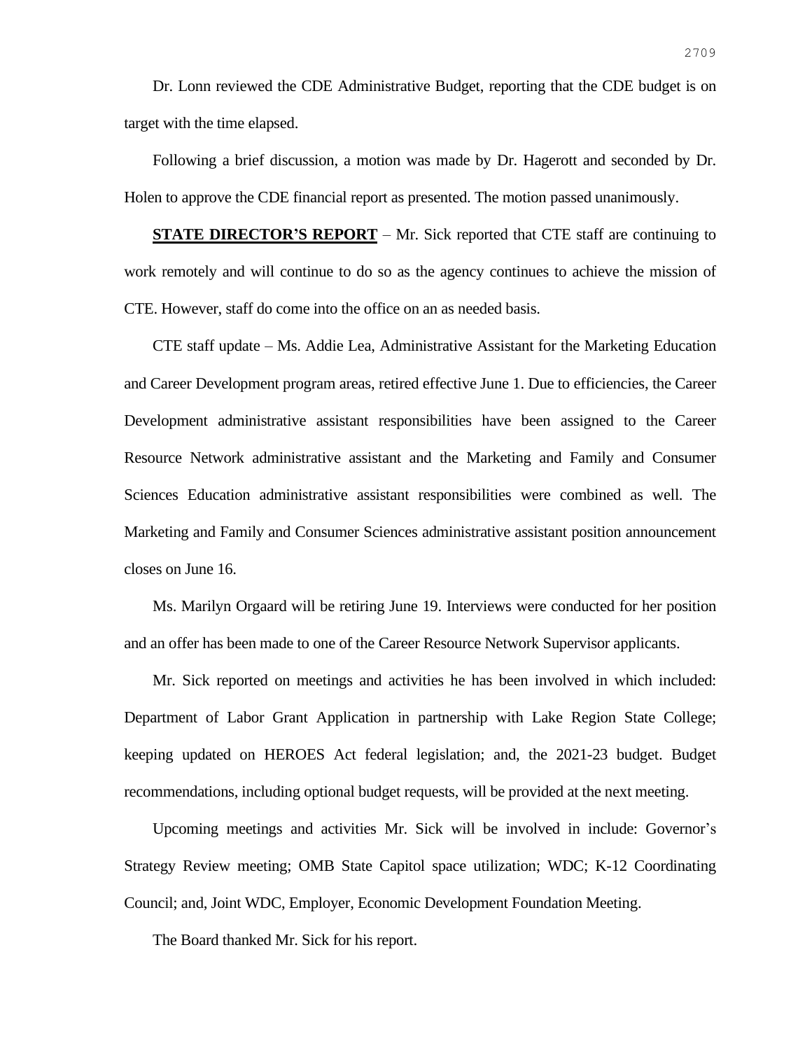Dr. Lonn reviewed the CDE Administrative Budget, reporting that the CDE budget is on target with the time elapsed.

Following a brief discussion, a motion was made by Dr. Hagerott and seconded by Dr. Holen to approve the CDE financial report as presented. The motion passed unanimously.

**STATE DIRECTOR'S REPORT** – Mr. Sick reported that CTE staff are continuing to work remotely and will continue to do so as the agency continues to achieve the mission of CTE. However, staff do come into the office on an as needed basis.

CTE staff update – Ms. Addie Lea, Administrative Assistant for the Marketing Education and Career Development program areas, retired effective June 1. Due to efficiencies, the Career Development administrative assistant responsibilities have been assigned to the Career Resource Network administrative assistant and the Marketing and Family and Consumer Sciences Education administrative assistant responsibilities were combined as well. The Marketing and Family and Consumer Sciences administrative assistant position announcement closes on June 16.

Ms. Marilyn Orgaard will be retiring June 19. Interviews were conducted for her position and an offer has been made to one of the Career Resource Network Supervisor applicants.

Mr. Sick reported on meetings and activities he has been involved in which included: Department of Labor Grant Application in partnership with Lake Region State College; keeping updated on HEROES Act federal legislation; and, the 2021-23 budget. Budget recommendations, including optional budget requests, will be provided at the next meeting.

Upcoming meetings and activities Mr. Sick will be involved in include: Governor's Strategy Review meeting; OMB State Capitol space utilization; WDC; K-12 Coordinating Council; and, Joint WDC, Employer, Economic Development Foundation Meeting.

The Board thanked Mr. Sick for his report.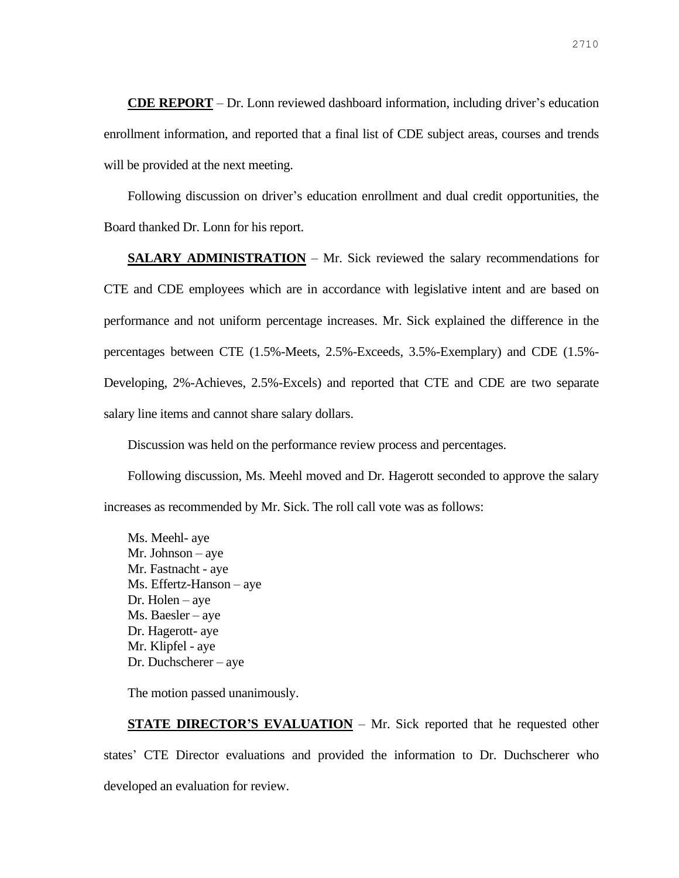**CDE REPORT** – Dr. Lonn reviewed dashboard information, including driver's education enrollment information, and reported that a final list of CDE subject areas, courses and trends will be provided at the next meeting.

Following discussion on driver's education enrollment and dual credit opportunities, the Board thanked Dr. Lonn for his report.

**SALARY ADMINISTRATION** – Mr. Sick reviewed the salary recommendations for CTE and CDE employees which are in accordance with legislative intent and are based on performance and not uniform percentage increases. Mr. Sick explained the difference in the percentages between CTE (1.5%-Meets, 2.5%-Exceeds, 3.5%-Exemplary) and CDE (1.5%-Developing, 2%-Achieves, 2.5%-Excels) and reported that CTE and CDE are two separate salary line items and cannot share salary dollars.

Discussion was held on the performance review process and percentages.

Following discussion, Ms. Meehl moved and Dr. Hagerott seconded to approve the salary increases as recommended by Mr. Sick. The roll call vote was as follows:

Ms. Meehl- aye
Mr. Johnson – aye
Mr. Fastnacht - aye
Ms. Effertz-Hanson – aye
Dr. Holen – aye
Ms. Baesler – aye
Dr. Hagerott- aye
Mr. Klipfel - aye
Dr. Duchscherer – aye

The motion passed unanimously.

**STATE DIRECTOR'S EVALUATION** – Mr. Sick reported that he requested other states' CTE Director evaluations and provided the information to Dr. Duchscherer who developed an evaluation for review.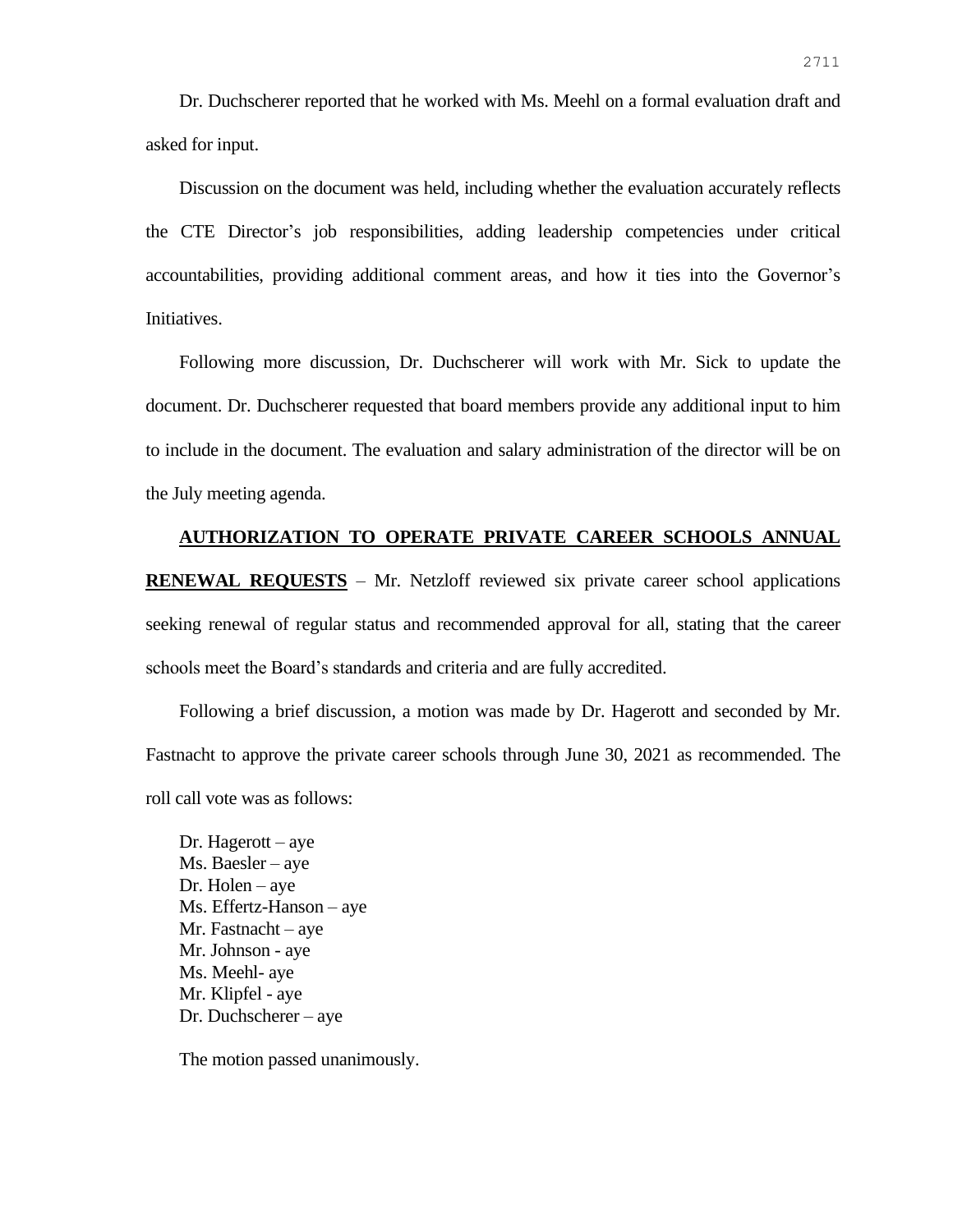Dr. Duchscherer reported that he worked with Ms. Meehl on a formal evaluation draft and asked for input.

Discussion on the document was held, including whether the evaluation accurately reflects the CTE Director's job responsibilities, adding leadership competencies under critical accountabilities, providing additional comment areas, and how it ties into the Governor's Initiatives.

Following more discussion, Dr. Duchscherer will work with Mr. Sick to update the document. Dr. Duchscherer requested that board members provide any additional input to him to include in the document. The evaluation and salary administration of the director will be on the July meeting agenda.

**AUTHORIZATION TO OPERATE PRIVATE CAREER SCHOOLS ANNUAL RENEWAL REQUESTS** – Mr. Netzloff reviewed six private career school applications seeking renewal of regular status and recommended approval for all, stating that the career schools meet the Board's standards and criteria and are fully accredited.

Following a brief discussion, a motion was made by Dr. Hagerott and seconded by Mr. Fastnacht to approve the private career schools through June 30, 2021 as recommended. The roll call vote was as follows:

Dr. Hagerott – aye
Ms. Baesler – aye
Dr. Holen – aye
Ms. Effertz-Hanson – aye
Mr. Fastnacht – aye
Mr. Johnson - aye
Ms. Meehl- aye
Mr. Klipfel - aye
Dr. Duchscherer – aye

The motion passed unanimously.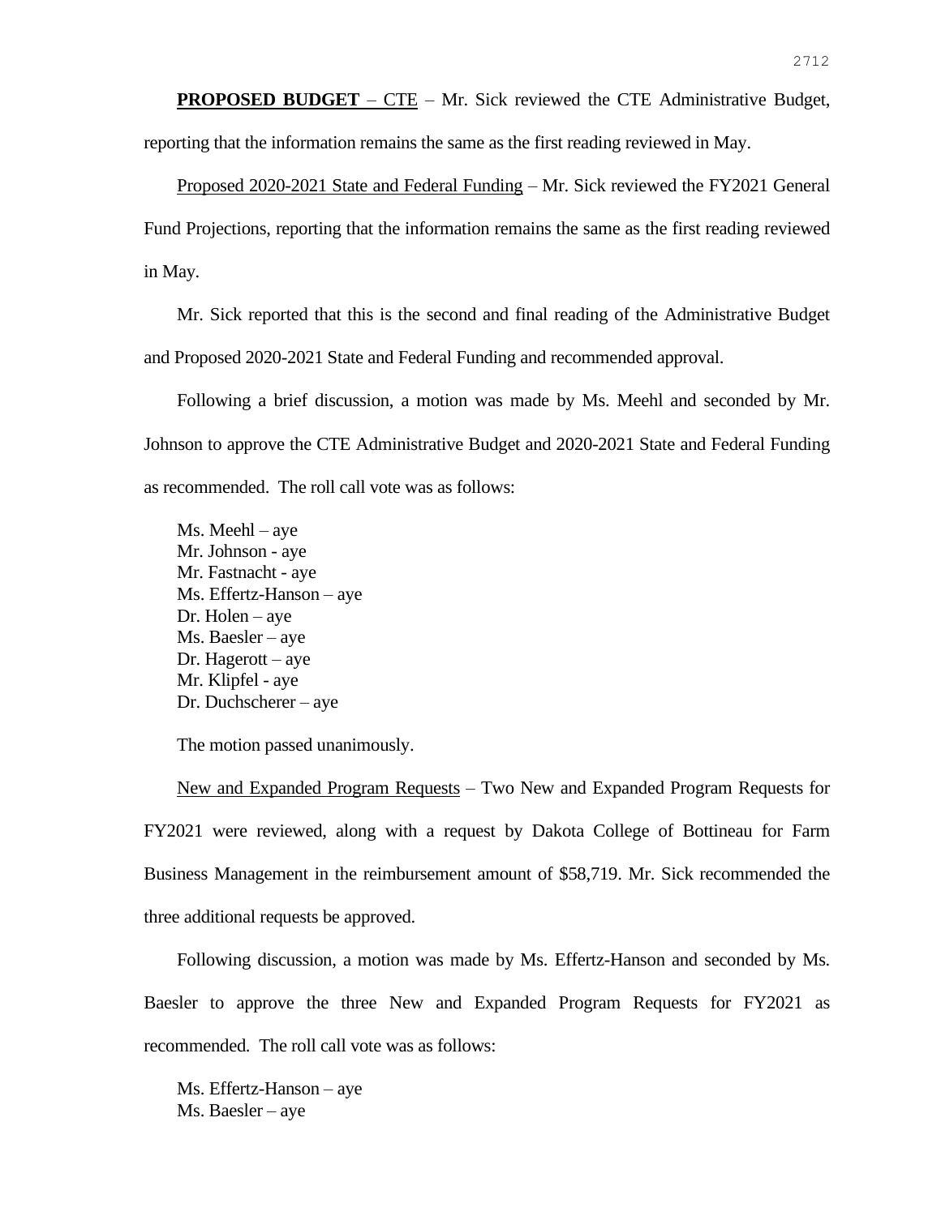**PROPOSED BUDGET** – CTE – Mr. Sick reviewed the CTE Administrative Budget, reporting that the information remains the same as the first reading reviewed in May.

Proposed 2020-2021 State and Federal Funding – Mr. Sick reviewed the FY2021 General Fund Projections, reporting that the information remains the same as the first reading reviewed in May.

Mr. Sick reported that this is the second and final reading of the Administrative Budget and Proposed 2020-2021 State and Federal Funding and recommended approval.

Following a brief discussion, a motion was made by Ms. Meehl and seconded by Mr. Johnson to approve the CTE Administrative Budget and 2020-2021 State and Federal Funding as recommended. The roll call vote was as follows:

Ms. Meehl – aye
Mr. Johnson - aye
Mr. Fastnacht - aye
Ms. Effertz-Hanson – aye
Dr. Holen – aye
Ms. Baesler – aye
Dr. Hagerott – aye
Mr. Klipfel - aye
Dr. Duchscherer – aye

The motion passed unanimously.

New and Expanded Program Requests – Two New and Expanded Program Requests for FY2021 were reviewed, along with a request by Dakota College of Bottineau for Farm Business Management in the reimbursement amount of $58,719. Mr. Sick recommended the three additional requests be approved.

Following discussion, a motion was made by Ms. Effertz-Hanson and seconded by Ms. Baesler to approve the three New and Expanded Program Requests for FY2021 as recommended. The roll call vote was as follows:

Ms. Effertz-Hanson – aye
Ms. Baesler – aye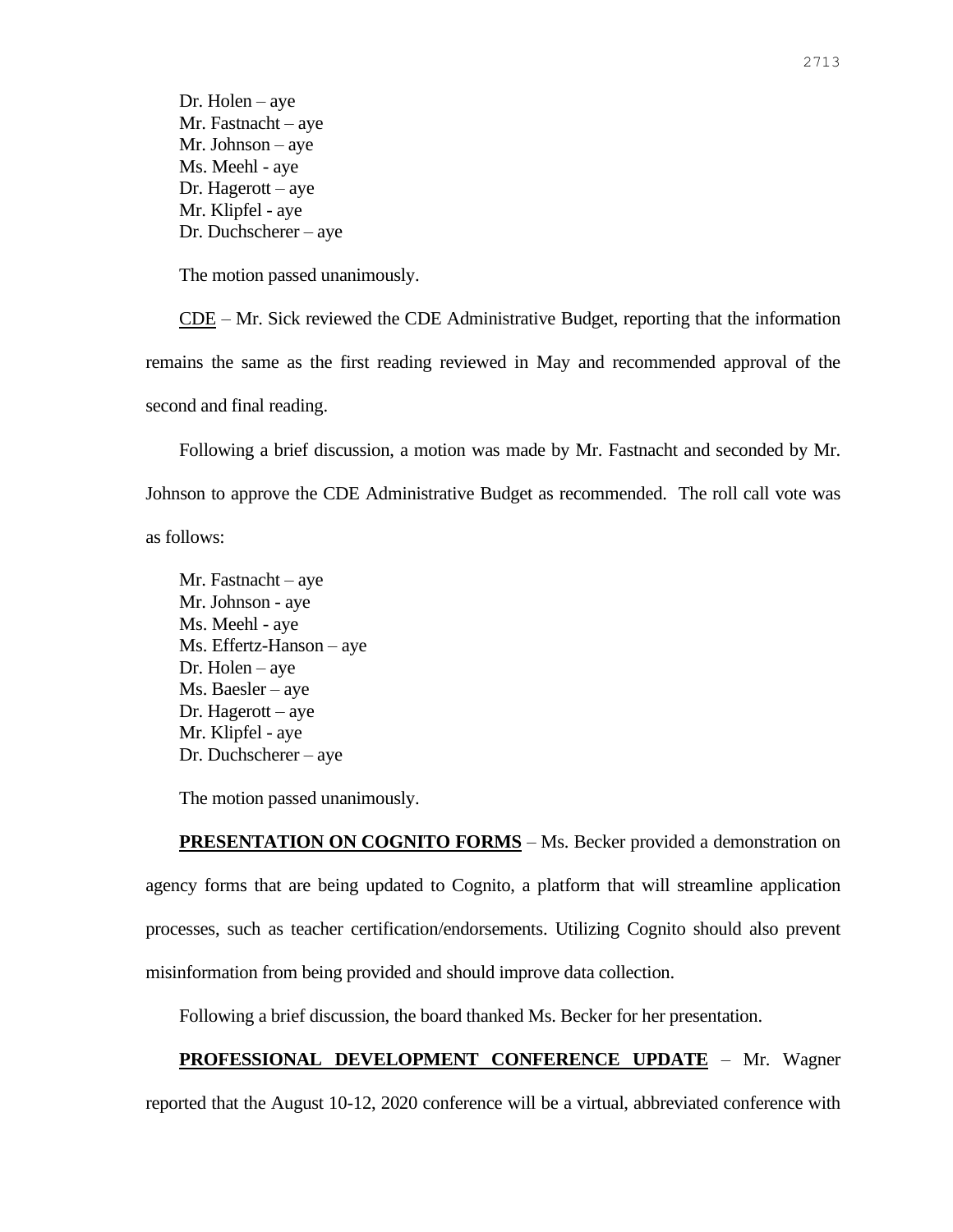Dr. Holen – aye
Mr. Fastnacht – aye
Mr. Johnson – aye
Ms. Meehl - aye
Dr. Hagerott – aye
Mr. Klipfel - aye
Dr. Duchscherer – aye

The motion passed unanimously.

CDE – Mr. Sick reviewed the CDE Administrative Budget, reporting that the information remains the same as the first reading reviewed in May and recommended approval of the second and final reading.

Following a brief discussion, a motion was made by Mr. Fastnacht and seconded by Mr. Johnson to approve the CDE Administrative Budget as recommended. The roll call vote was as follows:

Mr. Fastnacht – aye
Mr. Johnson - aye
Ms. Meehl - aye
Ms. Effertz-Hanson – aye
Dr. Holen – aye
Ms. Baesler – aye
Dr. Hagerott – aye
Mr. Klipfel - aye
Dr. Duchscherer – aye

The motion passed unanimously.

**PRESENTATION ON COGNITO FORMS** – Ms. Becker provided a demonstration on agency forms that are being updated to Cognito, a platform that will streamline application processes, such as teacher certification/endorsements. Utilizing Cognito should also prevent misinformation from being provided and should improve data collection.

Following a brief discussion, the board thanked Ms. Becker for her presentation.

**PROFESSIONAL DEVELOPMENT CONFERENCE UPDATE** – Mr. Wagner reported that the August 10-12, 2020 conference will be a virtual, abbreviated conference with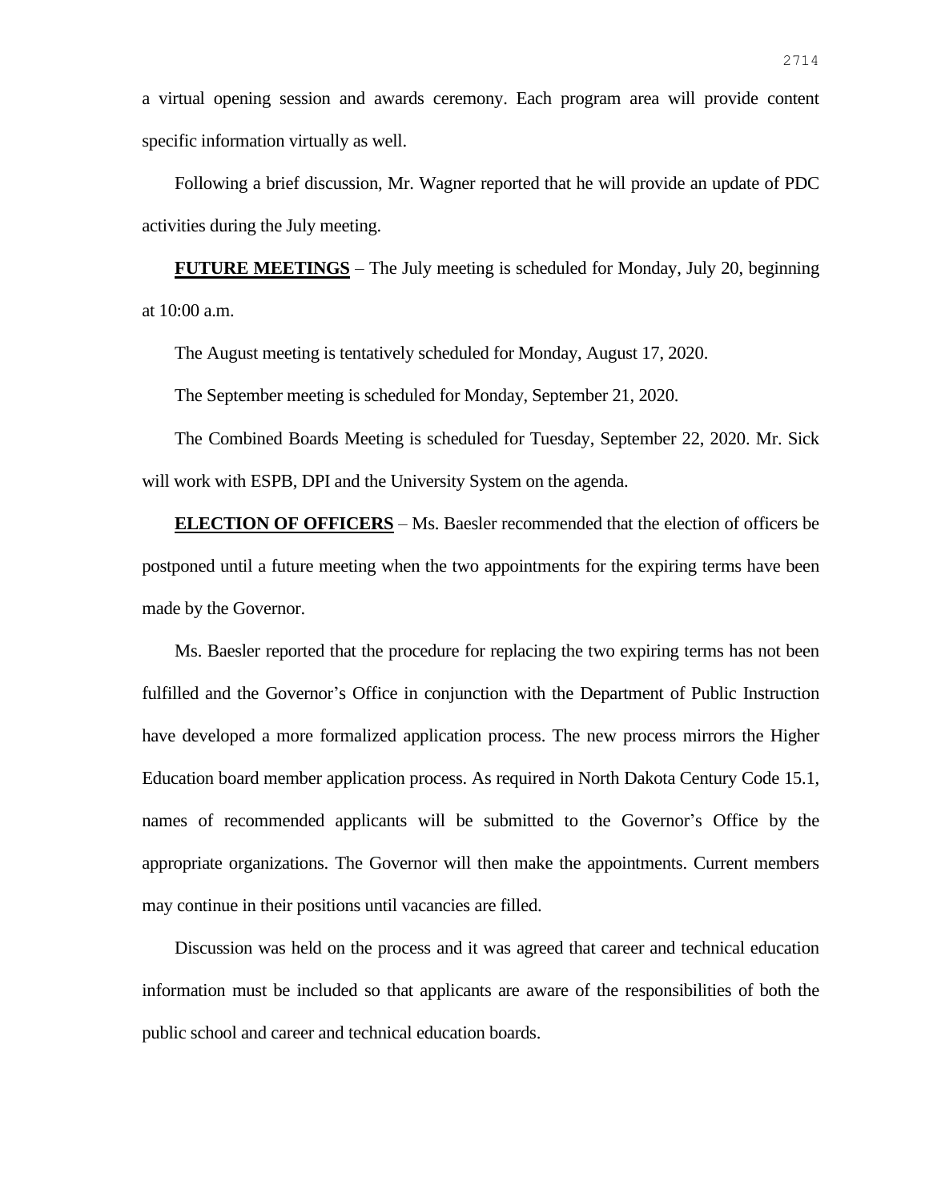a virtual opening session and awards ceremony. Each program area will provide content specific information virtually as well.

Following a brief discussion, Mr. Wagner reported that he will provide an update of PDC activities during the July meeting.

**FUTURE MEETINGS** – The July meeting is scheduled for Monday, July 20, beginning at 10:00 a.m.

The August meeting is tentatively scheduled for Monday, August 17, 2020.

The September meeting is scheduled for Monday, September 21, 2020.

The Combined Boards Meeting is scheduled for Tuesday, September 22, 2020. Mr. Sick will work with ESPB, DPI and the University System on the agenda.

**ELECTION OF OFFICERS** – Ms. Baesler recommended that the election of officers be postponed until a future meeting when the two appointments for the expiring terms have been made by the Governor.

Ms. Baesler reported that the procedure for replacing the two expiring terms has not been fulfilled and the Governor's Office in conjunction with the Department of Public Instruction have developed a more formalized application process. The new process mirrors the Higher Education board member application process. As required in North Dakota Century Code 15.1, names of recommended applicants will be submitted to the Governor's Office by the appropriate organizations. The Governor will then make the appointments. Current members may continue in their positions until vacancies are filled.

Discussion was held on the process and it was agreed that career and technical education information must be included so that applicants are aware of the responsibilities of both the public school and career and technical education boards.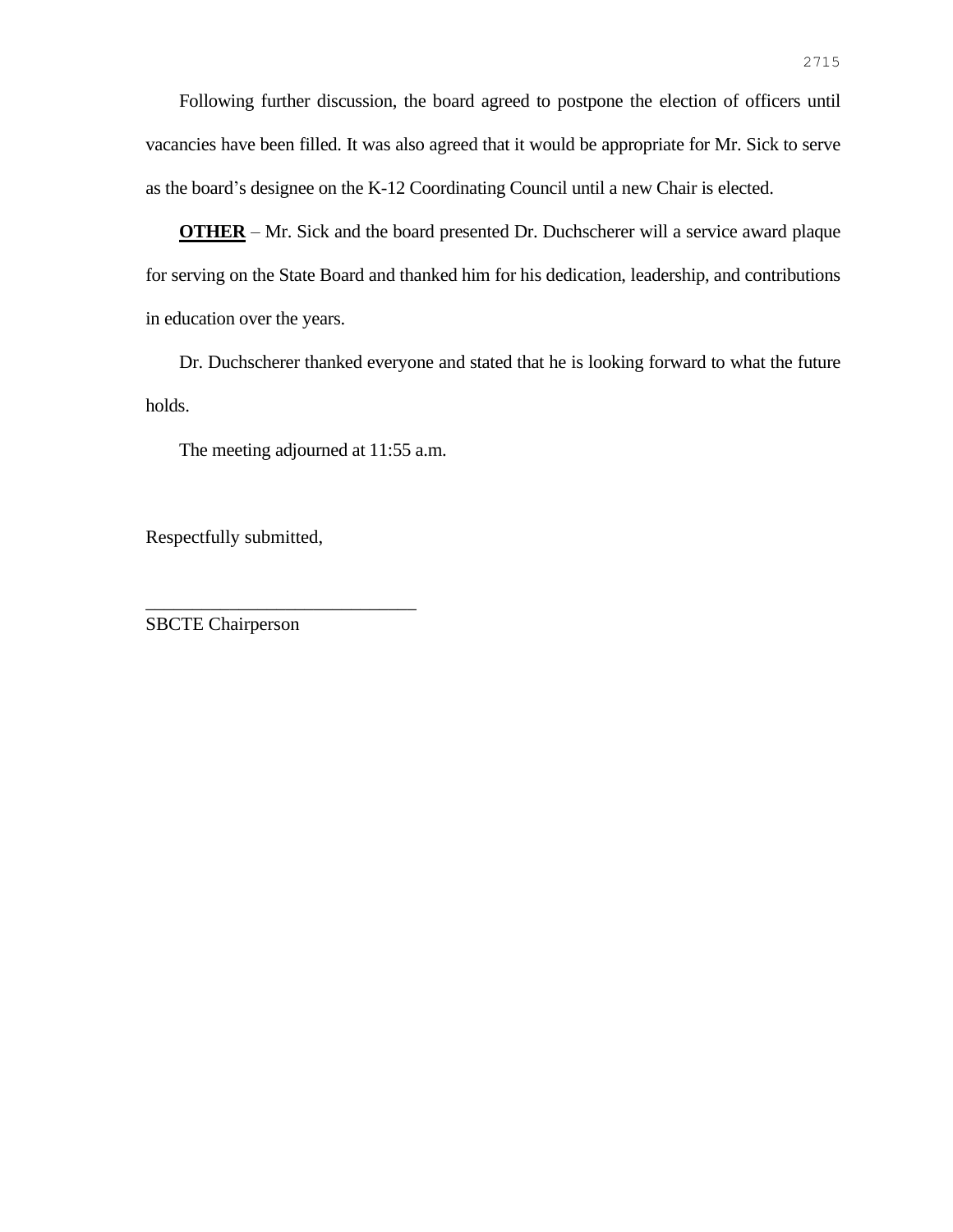Following further discussion, the board agreed to postpone the election of officers until vacancies have been filled. It was also agreed that it would be appropriate for Mr. Sick to serve as the board's designee on the K-12 Coordinating Council until a new Chair is elected.

**OTHER** – Mr. Sick and the board presented Dr. Duchscherer will a service award plaque for serving on the State Board and thanked him for his dedication, leadership, and contributions in education over the years.

Dr. Duchscherer thanked everyone and stated that he is looking forward to what the future holds.

The meeting adjourned at 11:55 a.m.

Respectfully submitted,

\_\_\_\_\_\_\_\_\_\_\_\_\_\_\_\_\_\_\_\_\_\_\_\_\_\_\_\_\_\_

SBCTE Chairperson